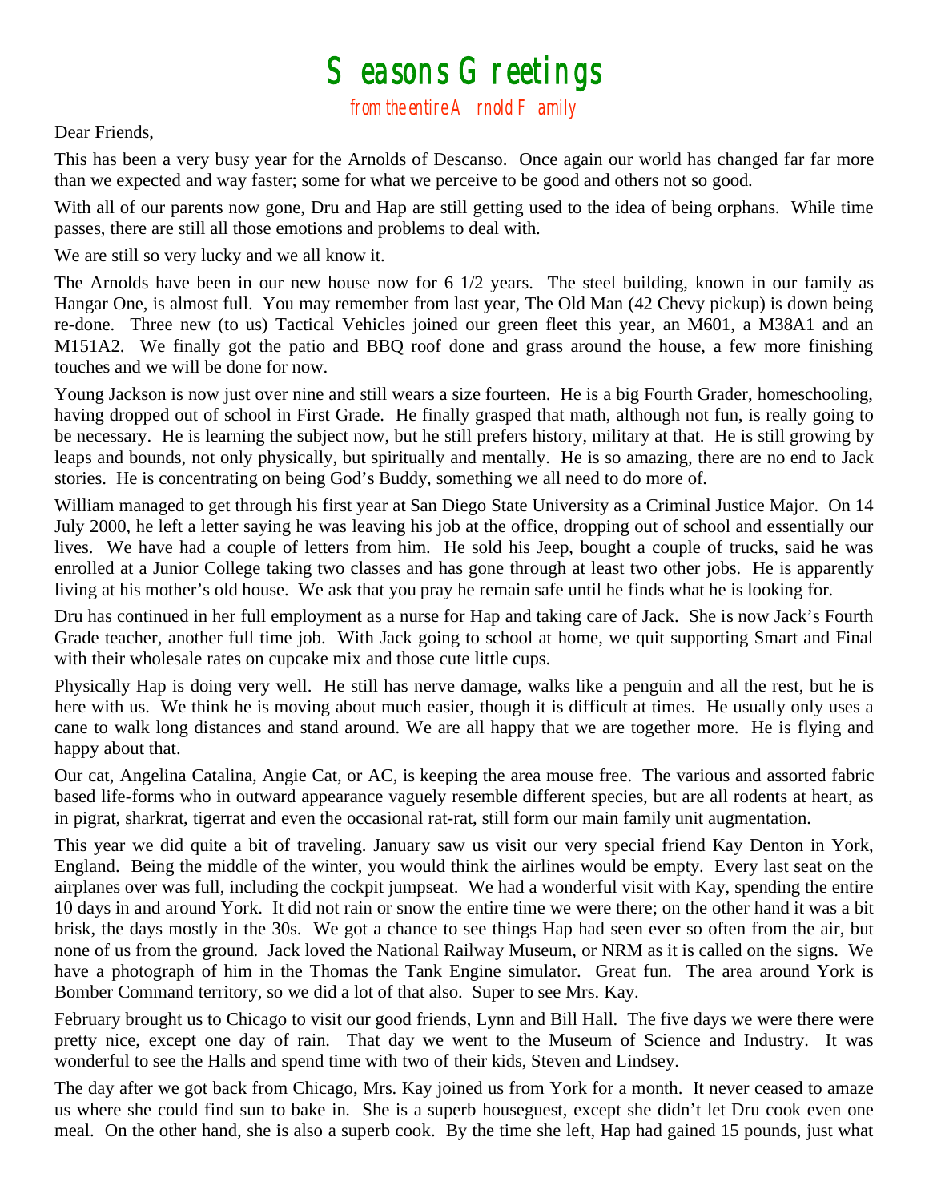# Seasons Greetings

## from the entire Arnold Family

Dear Friends,

This has been a very busy year for the Arnolds of Descanso. Once again our world has changed far far more than we expected and way faster; some for what we perceive to be good and others not so good.

With all of our parents now gone, Dru and Hap are still getting used to the idea of being orphans. While time passes, there are still all those emotions and problems to deal with.

We are still so very lucky and we all know it.

The Arnolds have been in our new house now for 6 1/2 years. The steel building, known in our family as Hangar One, is almost full. You may remember from last year, The Old Man (42 Chevy pickup) is down being re-done. Three new (to us) Tactical Vehicles joined our green fleet this year, an M601, a M38A1 and an M151A2. We finally got the patio and BBQ roof done and grass around the house, a few more finishing touches and we will be done for now.

Young Jackson is now just over nine and still wears a size fourteen. He is a big Fourth Grader, homeschooling, having dropped out of school in First Grade. He finally grasped that math, although not fun, is really going to be necessary. He is learning the subject now, but he still prefers history, military at that. He is still growing by leaps and bounds, not only physically, but spiritually and mentally. He is so amazing, there are no end to Jack stories. He is concentrating on being God's Buddy, something we all need to do more of.

William managed to get through his first year at San Diego State University as a Criminal Justice Major. On 14 July 2000, he left a letter saying he was leaving his job at the office, dropping out of school and essentially our lives. We have had a couple of letters from him. He sold his Jeep, bought a couple of trucks, said he was enrolled at a Junior College taking two classes and has gone through at least two other jobs. He is apparently living at his mother's old house. We ask that you pray he remain safe until he finds what he is looking for.

Dru has continued in her full employment as a nurse for Hap and taking care of Jack. She is now Jack's Fourth Grade teacher, another full time job. With Jack going to school at home, we quit supporting Smart and Final with their wholesale rates on cupcake mix and those cute little cups.

Physically Hap is doing very well. He still has nerve damage, walks like a penguin and all the rest, but he is here with us. We think he is moving about much easier, though it is difficult at times. He usually only uses a cane to walk long distances and stand around. We are all happy that we are together more. He is flying and happy about that.

Our cat, Angelina Catalina, Angie Cat, or AC, is keeping the area mouse free. The various and assorted fabric based life-forms who in outward appearance vaguely resemble different species, but are all rodents at heart, as in pigrat, sharkrat, tigerrat and even the occasional rat-rat, still form our main family unit augmentation.

This year we did quite a bit of traveling. January saw us visit our very special friend Kay Denton in York, England. Being the middle of the winter, you would think the airlines would be empty. Every last seat on the airplanes over was full, including the cockpit jumpseat. We had a wonderful visit with Kay, spending the entire 10 days in and around York. It did not rain or snow the entire time we were there; on the other hand it was a bit brisk, the days mostly in the 30s. We got a chance to see things Hap had seen ever so often from the air, but none of us from the ground. Jack loved the National Railway Museum, or NRM as it is called on the signs. We have a photograph of him in the Thomas the Tank Engine simulator. Great fun. The area around York is Bomber Command territory, so we did a lot of that also. Super to see Mrs. Kay.

February brought us to Chicago to visit our good friends, Lynn and Bill Hall. The five days we were there were pretty nice, except one day of rain. That day we went to the Museum of Science and Industry. It was wonderful to see the Halls and spend time with two of their kids, Steven and Lindsey.

The day after we got back from Chicago, Mrs. Kay joined us from York for a month. It never ceased to amaze us where she could find sun to bake in. She is a superb houseguest, except she didn't let Dru cook even one meal. On the other hand, she is also a superb cook. By the time she left, Hap had gained 15 pounds, just what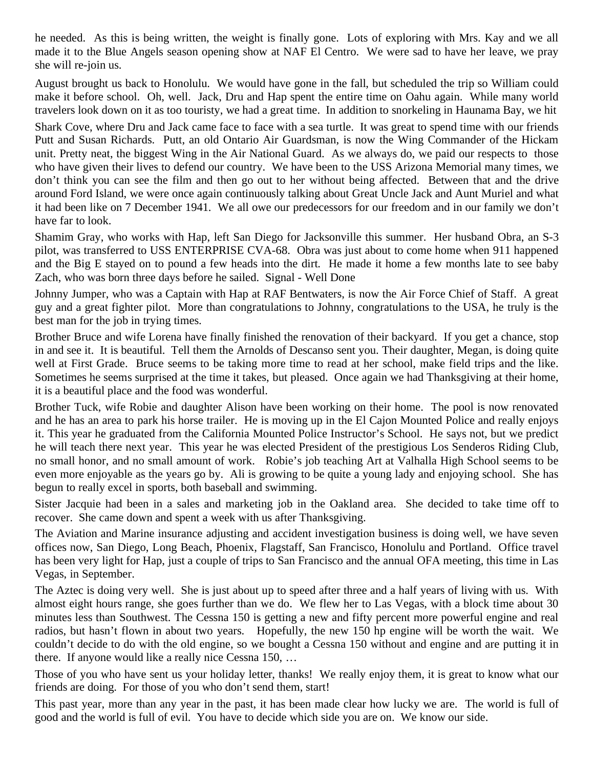he needed. As this is being written, the weight is finally gone. Lots of exploring with Mrs. Kay and we all made it to the Blue Angels season opening show at NAF El Centro. We were sad to have her leave, we pray she will re-join us.

August brought us back to Honolulu. We would have gone in the fall, but scheduled the trip so William could make it before school. Oh, well. Jack, Dru and Hap spent the entire time on Oahu again. While many world travelers look down on it as too touristy, we had a great time. In addition to snorkeling in Haunama Bay, we hit Shark Cove, where Dru and Jack came face to face with a sea turtle. It was great to spend time with our friends Putt and Susan Richards. Putt, an old Ontario Air Guardsman, is now the Wing Commander of the Hickam unit. Pretty neat, the biggest Wing in the Air National Guard. As we always do, we paid our respects to those who have given their lives to defend our country. We have been to the USS Arizona Memorial many times, we don't think you can see the film and then go out to her without being affected. Between that and the drive around Ford Island, we were once again continuously talking about Great Uncle Jack and Aunt Muriel and what it had been like on 7 December 1941. We all owe our predecessors for our freedom and in our family we don't have far to look.

Shamim Gray, who works with Hap, left San Diego for Jacksonville this summer. Her husband Obra, an S-3 pilot, was transferred to USS ENTERPRISE CVA-68. Obra was just about to come home when 911 happened and the Big E stayed on to pound a few heads into the dirt. He made it home a few months late to see baby Zach, who was born three days before he sailed. Signal - Well Done

Johnny Jumper, who was a Captain with Hap at RAF Bentwaters, is now the Air Force Chief of Staff. A great guy and a great fighter pilot. More than congratulations to Johnny, congratulations to the USA, he truly is the best man for the job in trying times.

Brother Bruce and wife Lorena have finally finished the renovation of their backyard. If you get a chance, stop in and see it. It is beautiful. Tell them the Arnolds of Descanso sent you. Their daughter, Megan, is doing quite well at First Grade. Bruce seems to be taking more time to read at her school, make field trips and the like. Sometimes he seems surprised at the time it takes, but pleased. Once again we had Thanksgiving at their home, it is a beautiful place and the food was wonderful.

Brother Tuck, wife Robie and daughter Alison have been working on their home. The pool is now renovated and he has an area to park his horse trailer. He is moving up in the El Cajon Mounted Police and really enjoys it. This year he graduated from the California Mounted Police Instructor's School. He says not, but we predict he will teach there next year. This year he was elected President of the prestigious Los Senderos Riding Club, no small honor, and no small amount of work. Robie's job teaching Art at Valhalla High School seems to be even more enjoyable as the years go by. Ali is growing to be quite a young lady and enjoying school. She has begun to really excel in sports, both baseball and swimming.

Sister Jacquie had been in a sales and marketing job in the Oakland area. She decided to take time off to recover. She came down and spent a week with us after Thanksgiving.

The Aviation and Marine insurance adjusting and accident investigation business is doing well, we have seven offices now, San Diego, Long Beach, Phoenix, Flagstaff, San Francisco, Honolulu and Portland. Office travel has been very light for Hap, just a couple of trips to San Francisco and the annual OFA meeting, this time in Las Vegas, in September.

The Aztec is doing very well. She is just about up to speed after three and a half years of living with us. With almost eight hours range, she goes further than we do. We flew her to Las Vegas, with a block time about 30 minutes less than Southwest. The Cessna 150 is getting a new and fifty percent more powerful engine and real radios, but hasn't flown in about two years. Hopefully, the new 150 hp engine will be worth the wait. We couldn't decide to do with the old engine, so we bought a Cessna 150 without and engine and are putting it in there. If anyone would like a really nice Cessna 150, …

Those of you who have sent us your holiday letter, thanks! We really enjoy them, it is great to know what our friends are doing. For those of you who don't send them, start!

This past year, more than any year in the past, it has been made clear how lucky we are. The world is full of good and the world is full of evil. You have to decide which side you are on. We know our side.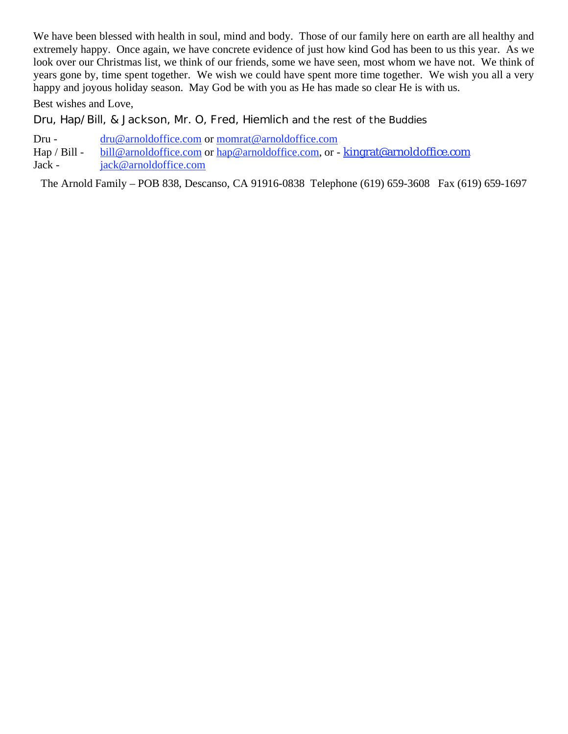We have been blessed with health in soul, mind and body. Those of our family here on earth are all healthy and extremely happy. Once again, we have concrete evidence of just how kind God has been to us this year. As we look over our Christmas list, we think of our friends, some we have seen, most whom we have not. We think of years gone by, time spent together. We wish we could have spent more time together. We wish you all a very happy and joyous holiday season. May God be with you as He has made so clear He is with us.

Best wishes and Love,

Dru, Hap/Bill, & Jackson, Mr. O, Fred, Hiemlich and the rest of the Buddies

Dru - dru@arnoldoffice.com or momrat@arnoldoffice.com
Hap / Bill - bill@arnoldoffice.com or hap@arnoldoffice.com, or - kingrat@arnoldoffice.com
Jack - jack@arnoldoffice.com

The Arnold Family – POB 838, Descanso, CA 91916-0838 Telephone (619) 659-3608 Fax (619) 659-1697